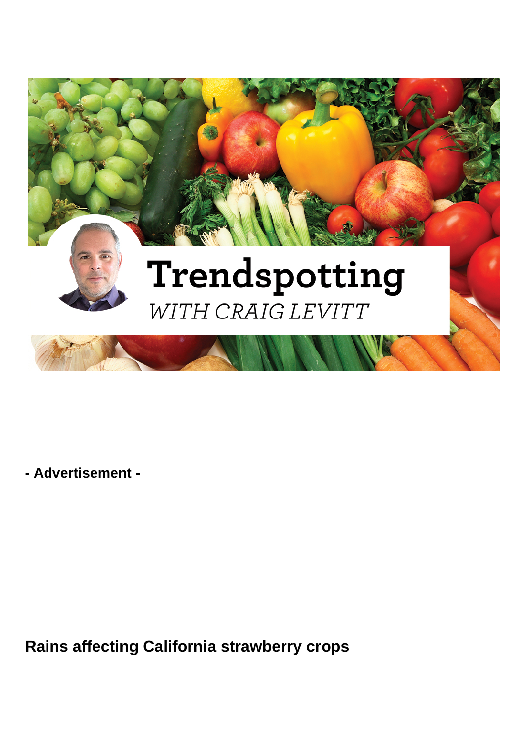Trendspotting

*WITH CRAIG LEVITT*

**- Advertisement -**

## Rains affecting California strawberry crops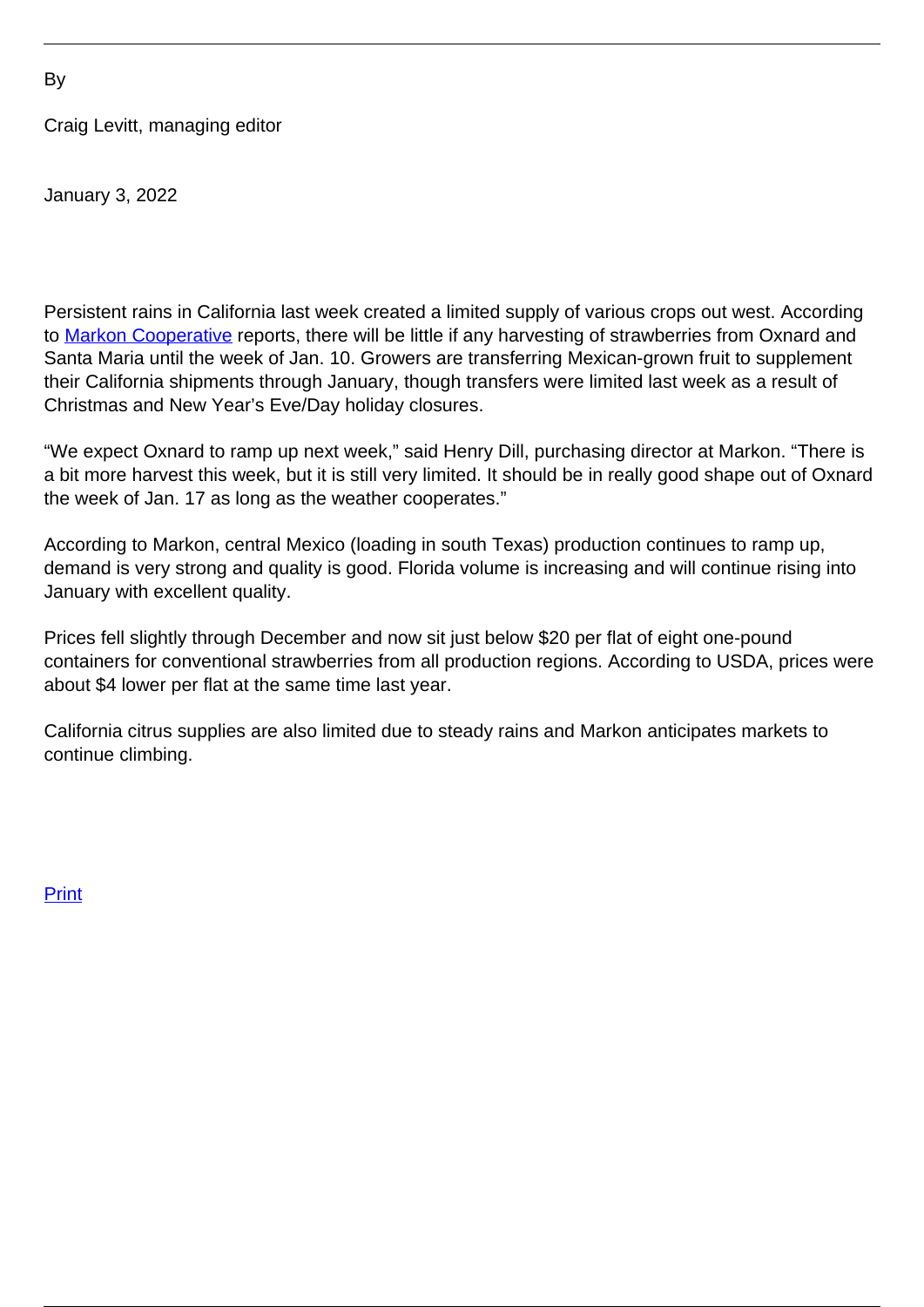By

Craig Levitt, managing editor

January 3, 2022

Persistent rains in California last week created a limited supply of various crops out west. According to Markon Cooperative reports, there will be little if any harvesting of strawberries from Oxnard and Santa Maria until the week of Jan. 10. Growers are transferring Mexican-grown fruit to supplement their California shipments through January, though transfers were limited last week as a result of Christmas and New Year's Eve/Day holiday closures.

"We expect Oxnard to ramp up next week," said Henry Dill, purchasing director at Markon. "There is a bit more harvest this week, but it is still very limited. It should be in really good shape out of Oxnard the week of Jan. 17 as long as the weather cooperates."

According to Markon, central Mexico (loading in south Texas) production continues to ramp up, demand is very strong and quality is good. Florida volume is increasing and will continue rising into January with excellent quality.

Prices fell slightly through December and now sit just below $20 per flat of eight one-pound containers for conventional strawberries from all production regions. According to USDA, prices were about $4 lower per flat at the same time last year.

California citrus supplies are also limited due to steady rains and Markon anticipates markets to continue climbing.

Print